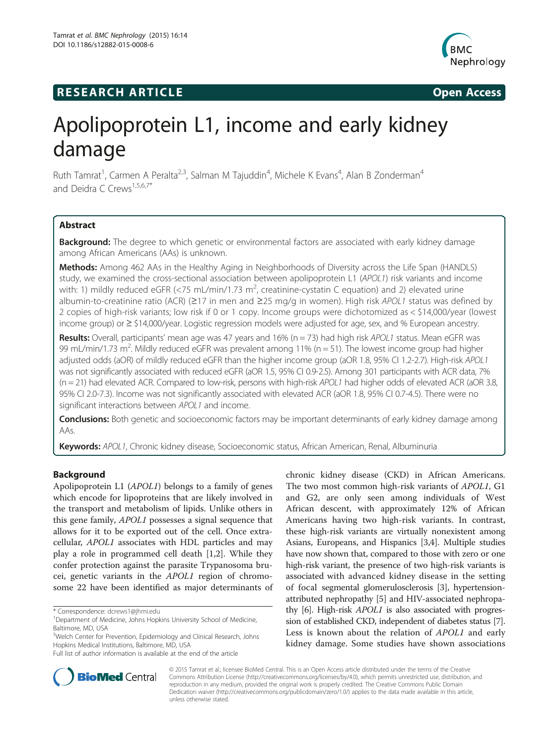**RESEARCH ARTICLE** **Open Access**

# Apolipoprotein L1, income and early kidney damage

Ruth Tamrat[1], Carmen A Peralta[2,3], Salman M Tajuddin[4], Michele K Evans[4], Alan B Zonderman[4] and Deidra C Crews[1,5,6,7*]

## Abstract

**Background:** The degree to which genetic or environmental factors are associated with early kidney damage among African Americans (AAs) is unknown.

**Methods:** Among 462 AAs in the Healthy Aging in Neighborhoods of Diversity across the Life Span (HANDLS) study, we examined the cross-sectional association between apolipoprotein L1 (*APOL1*) risk variants and income with: 1) mildly reduced eGFR (<75 mL/min/1.73 $m^2$, creatinine-cystatin C equation) and 2) elevated urine albumin-to-creatinine ratio (ACR) (≥17 in men and ≥25 mg/g in women). High risk *APOL1* status was defined by 2 copies of high-risk variants; low risk if 0 or 1 copy. Income groups were dichotomized as < $14,000/year (lowest income group) or ≥ $14,000/year. Logistic regression models were adjusted for age, sex, and % European ancestry.

**Results:** Overall, participants' mean age was 47 years and 16% (n = 73) had high risk *APOL1* status. Mean eGFR was 99 mL/min/1.73 $m^2$. Mildly reduced eGFR was prevalent among 11% (n = 51). The lowest income group had higher adjusted odds (aOR) of mildly reduced eGFR than the higher income group (aOR 1.8, 95% CI 1.2-2.7). High-risk *APOL1* was not significantly associated with reduced eGFR (aOR 1.5, 95% CI 0.9-2.5). Among 301 participants with ACR data, 7% (n = 21) had elevated ACR. Compared to low-risk, persons with high-risk *APOL1* had higher odds of elevated ACR (aOR 3.8, 95% CI 2.0-7.3). Income was not significantly associated with elevated ACR (aOR 1.8, 95% CI 0.7-4.5). There were no significant interactions between *APOL1* and income.

**Conclusions:** Both genetic and socioeconomic factors may be important determinants of early kidney damage among AAs.

**Keywords:** *APOL1*, Chronic kidney disease, Socioeconomic status, African American, Renal, Albuminuria

## Background

Apolipoprotein L1 (*APOL1*) belongs to a family of genes which encode for lipoproteins that are likely involved in the transport and metabolism of lipids. Unlike others in this gene family, *APOL1* possesses a signal sequence that allows for it to be exported out of the cell. Once extracellular, *APOL1* associates with HDL particles and may play a role in programmed cell death [1,2]. While they confer protection against the parasite Trypanosoma brucei, genetic variants in the *APOL1* region of chromosome 22 have been identified as major determinants of chronic kidney disease (CKD) in African Americans. The two most common high-risk variants of *APOL1*, G1 and G2, are only seen among individuals of West African descent, with approximately 12% of African Americans having two high-risk variants. In contrast, these high-risk variants are virtually nonexistent among Asians, Europeans, and Hispanics [3,4]. Multiple studies have now shown that, compared to those with zero or one high-risk variant, the presence of two high-risk variants is associated with advanced kidney disease in the setting of focal segmental glomerulosclerosis [3], hypertension-attributed nephropathy [5] and HIV-associated nephropathy [6]. High-risk *APOL1* is also associated with progression of established CKD, independent of diabetes status [7]. Less is known about the relation of *APOL1* and early kidney damage. Some studies have shown associations

\* Correspondence: dcrews1@jhmi.edu
[1]Department of Medicine, Johns Hopkins University School of Medicine, Baltimore, MD, USA
[5]Welch Center for Prevention, Epidemiology and Clinical Research, Johns Hopkins Medical Institutions, Baltimore, MD, USA
Full list of author information is available at the end of the article

© 2015 Tamrat et al.; licensee BioMed Central. This is an Open Access article distributed under the terms of the Creative Commons Attribution License (http://creativecommons.org/licenses/by/4.0), which permits unrestricted use, distribution, and reproduction in any medium, provided the original work is properly credited. The Creative Commons Public Domain Dedication waiver (http://creativecommons.org/publicdomain/zero/1.0/) applies to the data made available in this article, unless otherwise stated.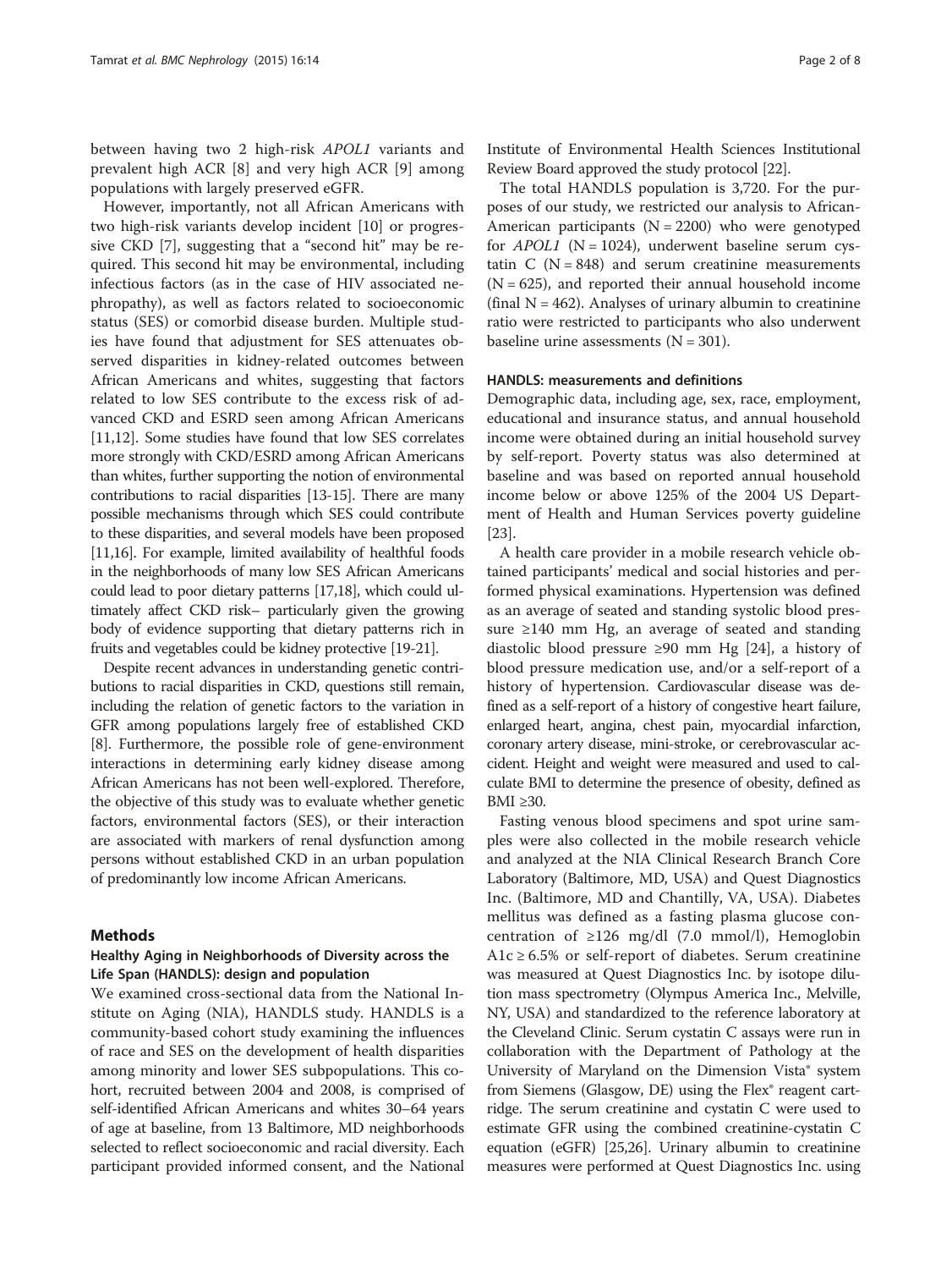between having two 2 high-risk *APOL1* variants and prevalent high ACR [8] and very high ACR [9] among populations with largely preserved eGFR.

However, importantly, not all African Americans with two high-risk variants develop incident [10] or progressive CKD [7], suggesting that a "second hit" may be required. This second hit may be environmental, including infectious factors (as in the case of HIV associated nephropathy), as well as factors related to socioeconomic status (SES) or comorbid disease burden. Multiple studies have found that adjustment for SES attenuates observed disparities in kidney-related outcomes between African Americans and whites, suggesting that factors related to low SES contribute to the excess risk of advanced CKD and ESRD seen among African Americans [11,12]. Some studies have found that low SES correlates more strongly with CKD/ESRD among African Americans than whites, further supporting the notion of environmental contributions to racial disparities [13-15]. There are many possible mechanisms through which SES could contribute to these disparities, and several models have been proposed [11,16]. For example, limited availability of healthful foods in the neighborhoods of many low SES African Americans could lead to poor dietary patterns [17,18], which could ultimately affect CKD risk– particularly given the growing body of evidence supporting that dietary patterns rich in fruits and vegetables could be kidney protective [19-21].

Despite recent advances in understanding genetic contributions to racial disparities in CKD, questions still remain, including the relation of genetic factors to the variation in GFR among populations largely free of established CKD [8]. Furthermore, the possible role of gene-environment interactions in determining early kidney disease among African Americans has not been well-explored. Therefore, the objective of this study was to evaluate whether genetic factors, environmental factors (SES), or their interaction are associated with markers of renal dysfunction among persons without established CKD in an urban population of predominantly low income African Americans.

## Methods

### Healthy Aging in Neighborhoods of Diversity across the Life Span (HANDLS): design and population

We examined cross-sectional data from the National Institute on Aging (NIA), HANDLS study. HANDLS is a community-based cohort study examining the influences of race and SES on the development of health disparities among minority and lower SES subpopulations. This cohort, recruited between 2004 and 2008, is comprised of self-identified African Americans and whites 30–64 years of age at baseline, from 13 Baltimore, MD neighborhoods selected to reflect socioeconomic and racial diversity. Each participant provided informed consent, and the National Institute of Environmental Health Sciences Institutional Review Board approved the study protocol [22].

The total HANDLS population is 3,720. For the purposes of our study, we restricted our analysis to African-American participants (N = 2200) who were genotyped for *APOL1* (N = 1024), underwent baseline serum cystatin C (N = 848) and serum creatinine measurements (N = 625), and reported their annual household income (final N = 462). Analyses of urinary albumin to creatinine ratio were restricted to participants who also underwent baseline urine assessments (N = 301).

### HANDLS: measurements and definitions

Demographic data, including age, sex, race, employment, educational and insurance status, and annual household income were obtained during an initial household survey by self-report. Poverty status was also determined at baseline and was based on reported annual household income below or above 125% of the 2004 US Department of Health and Human Services poverty guideline [23].

A health care provider in a mobile research vehicle obtained participants' medical and social histories and performed physical examinations. Hypertension was defined as an average of seated and standing systolic blood pressure ≥140 mm Hg, an average of seated and standing diastolic blood pressure ≥90 mm Hg [24], a history of blood pressure medication use, and/or a self-report of a history of hypertension. Cardiovascular disease was defined as a self-report of a history of congestive heart failure, enlarged heart, angina, chest pain, myocardial infarction, coronary artery disease, mini-stroke, or cerebrovascular accident. Height and weight were measured and used to calculate BMI to determine the presence of obesity, defined as BMI ≥30.

Fasting venous blood specimens and spot urine samples were also collected in the mobile research vehicle and analyzed at the NIA Clinical Research Branch Core Laboratory (Baltimore, MD, USA) and Quest Diagnostics Inc. (Baltimore, MD and Chantilly, VA, USA). Diabetes mellitus was defined as a fasting plasma glucose concentration of ≥126 mg/dl (7.0 mmol/l), Hemoglobin A1c ≥ 6.5% or self-report of diabetes. Serum creatinine was measured at Quest Diagnostics Inc. by isotope dilution mass spectrometry (Olympus America Inc., Melville, NY, USA) and standardized to the reference laboratory at the Cleveland Clinic. Serum cystatin C assays were run in collaboration with the Department of Pathology at the University of Maryland on the Dimension Vista® system from Siemens (Glasgow, DE) using the Flex® reagent cartridge. The serum creatinine and cystatin C were used to estimate GFR using the combined creatinine-cystatin C equation (eGFR) [25,26]. Urinary albumin to creatinine measures were performed at Quest Diagnostics Inc. using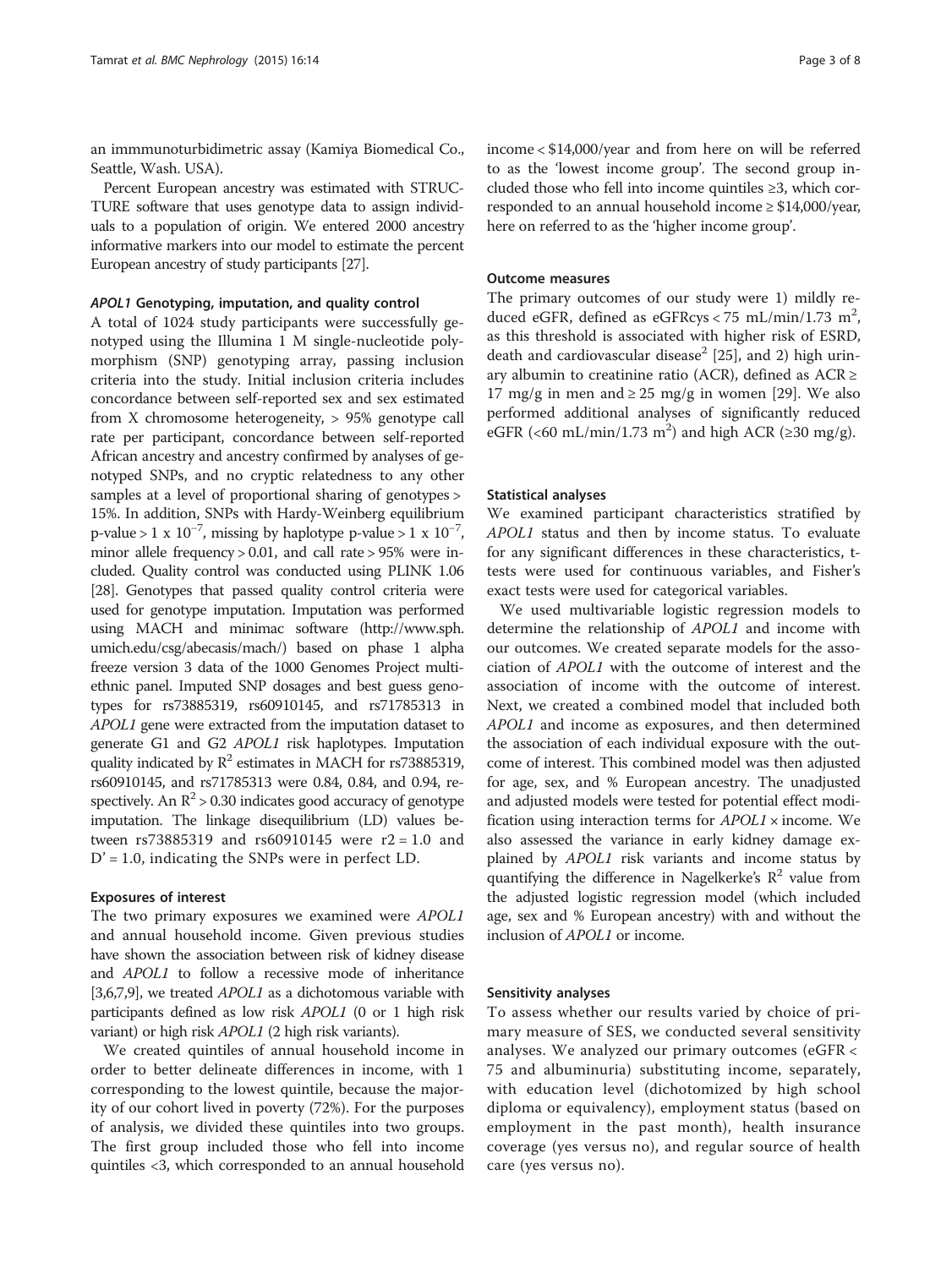an immmunoturbidimetric assay (Kamiya Biomedical Co., Seattle, Wash. USA).

Percent European ancestry was estimated with STRUCTURE software that uses genotype data to assign individuals to a population of origin. We entered 2000 ancestry informative markers into our model to estimate the percent European ancestry of study participants [27].

### *APOL1* Genotyping, imputation, and quality control

A total of 1024 study participants were successfully genotyped using the Illumina 1 M single-nucleotide polymorphism (SNP) genotyping array, passing inclusion criteria into the study. Initial inclusion criteria includes concordance between self-reported sex and sex estimated from X chromosome heterogeneity, > 95% genotype call rate per participant, concordance between self-reported African ancestry and ancestry confirmed by analyses of genotyped SNPs, and no cryptic relatedness to any other samples at a level of proportional sharing of genotypes > 15%. In addition, SNPs with Hardy-Weinberg equilibrium p-value > $1 \times 10^{-7}$, missing by haplotype p-value > $1 \times 10^{-7}$, minor allele frequency > 0.01, and call rate > 95% were included. Quality control was conducted using PLINK 1.06 [28]. Genotypes that passed quality control criteria were used for genotype imputation. Imputation was performed using MACH and minimac software (http://www.sph.umich.edu/csg/abecasis/mach/) based on phase 1 alpha freeze version 3 data of the 1000 Genomes Project multiethnic panel. Imputed SNP dosages and best guess genotypes for rs73885319, rs60910145, and rs71785313 in *APOL1* gene were extracted from the imputation dataset to generate G1 and G2 *APOL1* risk haplotypes. Imputation quality indicated by $R^2$ estimates in MACH for rs73885319, rs60910145, and rs71785313 were 0.84, 0.84, and 0.94, respectively. An $R^2 > 0.30$ indicates good accuracy of genotype imputation. The linkage disequilibrium (LD) values between rs73885319 and rs60910145 were $r2 = 1.0$ and $D' = 1.0$, indicating the SNPs were in perfect LD.

### Exposures of interest

The two primary exposures we examined were *APOL1* and annual household income. Given previous studies have shown the association between risk of kidney disease and *APOL1* to follow a recessive mode of inheritance [3,6,7,9], we treated *APOL1* as a dichotomous variable with participants defined as low risk *APOL1* (0 or 1 high risk variant) or high risk *APOL1* (2 high risk variants).

We created quintiles of annual household income in order to better delineate differences in income, with 1 corresponding to the lowest quintile, because the majority of our cohort lived in poverty (72%). For the purposes of analysis, we divided these quintiles into two groups. The first group included those who fell into income quintiles <3, which corresponded to an annual household income < \$14,000/year and from here on will be referred to as the 'lowest income group'. The second group included those who fell into income quintiles ≥3, which corresponded to an annual household income ≥ \$14,000/year, here on referred to as the 'higher income group'.

### Outcome measures

The primary outcomes of our study were 1) mildly reduced eGFR, defined as eGFRcys < 75 mL/min/1.73 $m^2$, as this threshold is associated with higher risk of ESRD, death and cardiovascular disease[2] [25], and 2) high urinary albumin to creatinine ratio (ACR), defined as ACR ≥ 17 mg/g in men and ≥ 25 mg/g in women [29]. We also performed additional analyses of significantly reduced eGFR (<60 mL/min/1.73 $m^2$) and high ACR (≥30 mg/g).

### Statistical analyses

We examined participant characteristics stratified by *APOL1* status and then by income status. To evaluate for any significant differences in these characteristics, t-tests were used for continuous variables, and Fisher's exact tests were used for categorical variables.

We used multivariable logistic regression models to determine the relationship of *APOL1* and income with our outcomes. We created separate models for the association of *APOL1* with the outcome of interest and the association of income with the outcome of interest. Next, we created a combined model that included both *APOL1* and income as exposures, and then determined the association of each individual exposure with the outcome of interest. This combined model was then adjusted for age, sex, and % European ancestry. The unadjusted and adjusted models were tested for potential effect modification using interaction terms for *APOL1* × income. We also assessed the variance in early kidney damage explained by *APOL1* risk variants and income status by quantifying the difference in Nagelkerke's $R^2$ value from the adjusted logistic regression model (which included age, sex and % European ancestry) with and without the inclusion of *APOL1* or income.

### Sensitivity analyses

To assess whether our results varied by choice of primary measure of SES, we conducted several sensitivity analyses. We analyzed our primary outcomes (eGFR < 75 and albuminuria) substituting income, separately, with education level (dichotomized by high school diploma or equivalency), employment status (based on employment in the past month), health insurance coverage (yes versus no), and regular source of health care (yes versus no).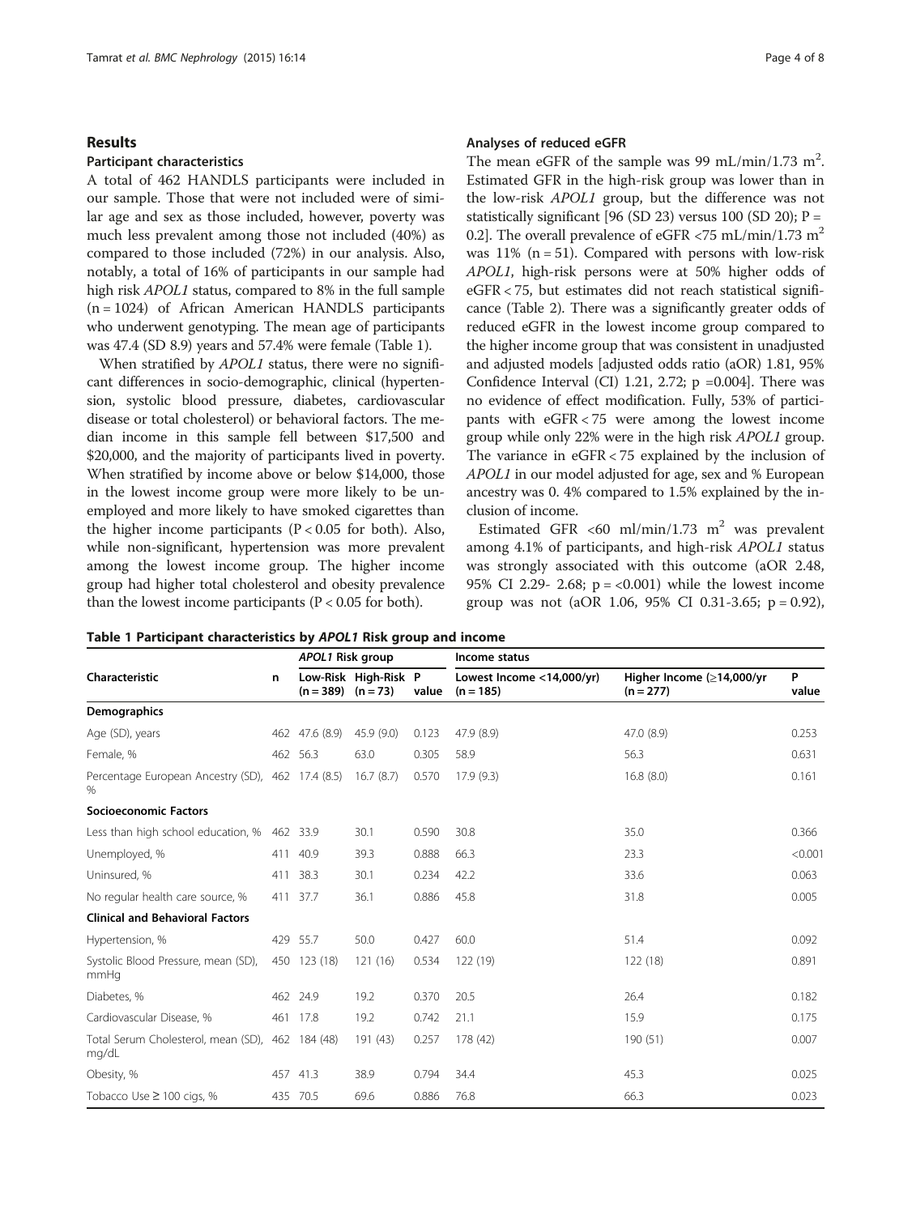## Results

### Participant characteristics

A total of 462 HANDLS participants were included in our sample. Those that were not included were of similar age and sex as those included, however, poverty was much less prevalent among those not included (40%) as compared to those included (72%) in our analysis. Also, notably, a total of 16% of participants in our sample had high risk *APOL1* status, compared to 8% in the full sample (n = 1024) of African American HANDLS participants who underwent genotyping. The mean age of participants was 47.4 (SD 8.9) years and 57.4% were female (Table 1).

When stratified by *APOL1* status, there were no significant differences in socio-demographic, clinical (hypertension, systolic blood pressure, diabetes, cardiovascular disease or total cholesterol) or behavioral factors. The median income in this sample fell between $17,500 and $20,000, and the majority of participants lived in poverty. When stratified by income above or below $14,000, those in the lowest income group were more likely to be unemployed and more likely to have smoked cigarettes than the higher income participants ($P < 0.05$ for both). Also, while non-significant, hypertension was more prevalent among the lowest income group. The higher income group had higher total cholesterol and obesity prevalence than the lowest income participants ($P < 0.05$ for both).

### Analyses of reduced eGFR

The mean eGFR of the sample was 99 mL/min/1.73 $m^2$. Estimated GFR in the high-risk group was lower than in the low-risk *APOL1* group, but the difference was not statistically significant [96 (SD 23) versus 100 (SD 20); P = 0.2]. The overall prevalence of eGFR <75 mL/min/1.73 $m^2$ was 11% (n = 51). Compared with persons with low-risk *APOL1*, high-risk persons were at 50% higher odds of eGFR < 75, but estimates did not reach statistical significance (Table 2). There was a significantly greater odds of reduced eGFR in the lowest income group compared to the higher income group that was consistent in unadjusted and adjusted models [adjusted odds ratio (aOR) 1.81, 95% Confidence Interval (CI) 1.21, 2.72; p =0.004]. There was no evidence of effect modification. Fully, 53% of participants with eGFR < 75 were among the lowest income group while only 22% were in the high risk *APOL1* group. The variance in eGFR < 75 explained by the inclusion of *APOL1* in our model adjusted for age, sex and % European ancestry was 0. 4% compared to 1.5% explained by the inclusion of income.

Estimated GFR <60 ml/min/1.73 $m^2$ was prevalent among 4.1% of participants, and high-risk *APOL1* status was strongly associated with this outcome (aOR 2.48, 95% CI 2.29- 2.68; p = <0.001) while the lowest income group was not (aOR 1.06, 95% CI 0.31-3.65; p = 0.92),

**Table 1 Participant characteristics by *APOL1* Risk group and income**

| Characteristic | n | *APOL1* Risk group | | | Income status | | |
|---|---|---|---|---|---|---|---|
| | | Low-Risk (n = 389) | High-Risk (n = 73) | P value | Lowest Income <14,000/yr) (n = 185) | Higher Income (≥14,000/yr (n = 277) | P value |
| **Demographics** | | | | | | | |
| Age (SD), years | 462 | 47.6 (8.9) | 45.9 (9.0) | 0.123 | 47.9 (8.9) | 47.0 (8.9) | 0.253 |
| Female, % | 462 | 56.3 | 63.0 | 0.305 | 58.9 | 56.3 | 0.631 |
| Percentage European Ancestry (SD), % | 462 | 17.4 (8.5) | 16.7 (8.7) | 0.570 | 17.9 (9.3) | 16.8 (8.0) | 0.161 |
| **Socioeconomic Factors** | | | | | | | |
| Less than high school education, % | 462 | 33.9 | 30.1 | 0.590 | 30.8 | 35.0 | 0.366 |
| Unemployed, % | 411 | 40.9 | 39.3 | 0.888 | 66.3 | 23.3 | <0.001 |
| Uninsured, % | 411 | 38.3 | 30.1 | 0.234 | 42.2 | 33.6 | 0.063 |
| No regular health care source, % | 411 | 37.7 | 36.1 | 0.886 | 45.8 | 31.8 | 0.005 |
| **Clinical and Behavioral Factors** | | | | | | | |
| Hypertension, % | 429 | 55.7 | 50.0 | 0.427 | 60.0 | 51.4 | 0.092 |
| Systolic Blood Pressure, mean (SD), mmHg | 450 | 123 (18) | 121 (16) | 0.534 | 122 (19) | 122 (18) | 0.891 |
| Diabetes, % | 462 | 24.9 | 19.2 | 0.370 | 20.5 | 26.4 | 0.182 |
| Cardiovascular Disease, % | 461 | 17.8 | 19.2 | 0.742 | 21.1 | 15.9 | 0.175 |
| Total Serum Cholesterol, mean (SD), mg/dL | 462 | 184 (48) | 191 (43) | 0.257 | 178 (42) | 190 (51) | 0.007 |
| Obesity, % | 457 | 41.3 | 38.9 | 0.794 | 34.4 | 45.3 | 0.025 |
| Tobacco Use ≥ 100 cigs, % | 435 | 70.5 | 69.6 | 0.886 | 76.8 | 66.3 | 0.023 |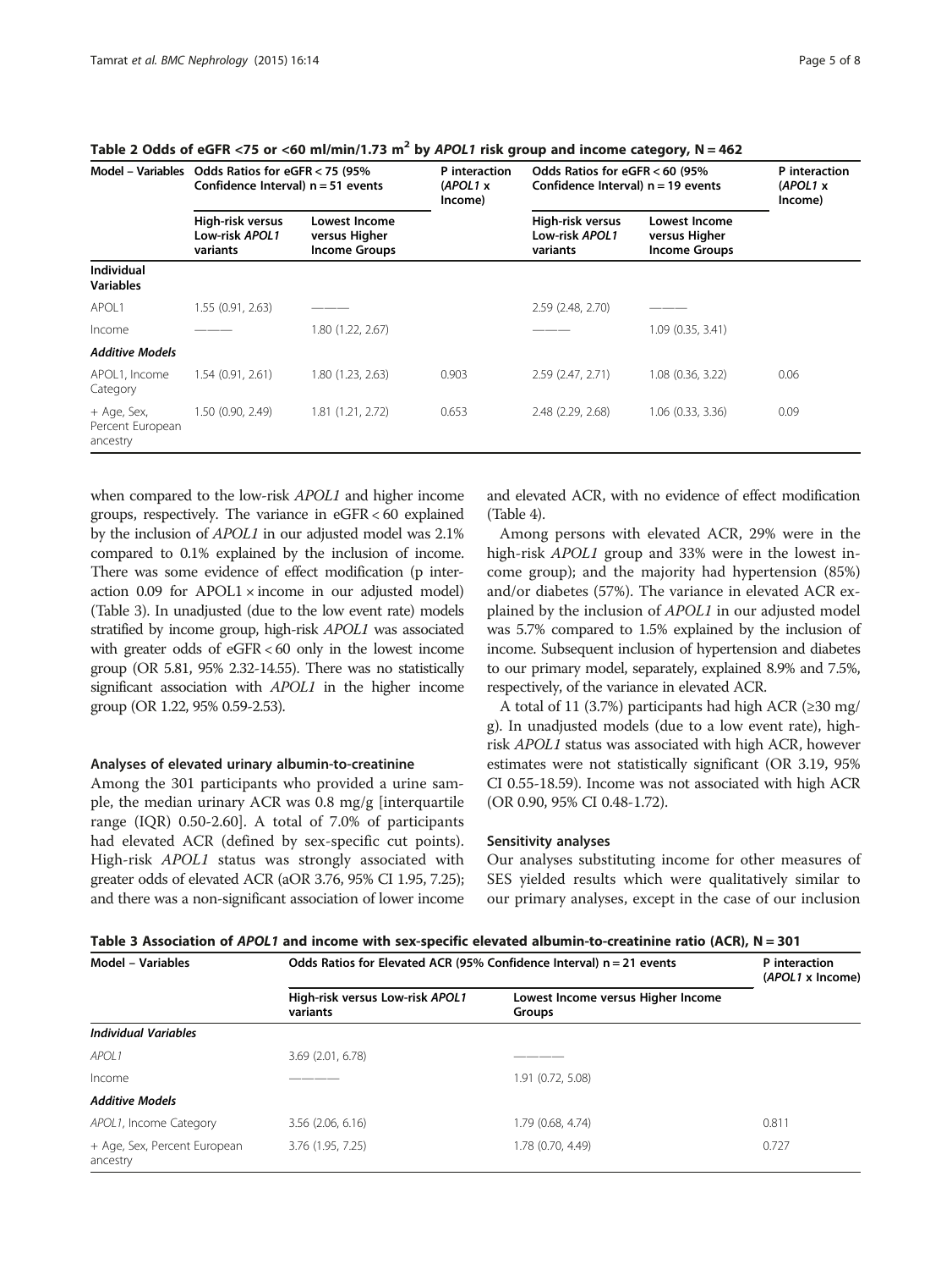**Table 2 Odds of eGFR <75 or <60 ml/min/1.73 $m^2$ by *APOL1* risk group and income category, N = 462**

| Model – Variables | Odds Ratios for eGFR < 75 (95% Confidence Interval) n = 51 events | | P interaction (*APOL1* x Income) | Odds Ratios for eGFR < 60 (95% Confidence Interval) n = 19 events | | P interaction (*APOL1* x Income) |
|---|---|---|---|---|---|---|
| | High-risk versus Low-risk *APOL1* variants | Lowest Income versus Higher Income Groups | | High-risk versus Low-risk *APOL1* variants | Lowest Income versus Higher Income Groups | |
| **Individual Variables** | | | | | | |
| APOL1 | 1.55 (0.91, 2.63) | ——— | | 2.59 (2.48, 2.70) | ——— | |
| Income | ——— | 1.80 (1.22, 2.67) | | ——— | 1.09 (0.35, 3.41) | |
| ***Additive Models*** | | | | | | |
| APOL1, Income Category | 1.54 (0.91, 2.61) | 1.80 (1.23, 2.63) | 0.903 | 2.59 (2.47, 2.71) | 1.08 (0.36, 3.22) | 0.06 |
| + Age, Sex, Percent European ancestry | 1.50 (0.90, 2.49) | 1.81 (1.21, 2.72) | 0.653 | 2.48 (2.29, 2.68) | 1.06 (0.33, 3.36) | 0.09 |

when compared to the low-risk *APOL1* and higher income groups, respectively. The variance in eGFR < 60 explained by the inclusion of *APOL1* in our adjusted model was 2.1% compared to 0.1% explained by the inclusion of income. There was some evidence of effect modification (p interaction 0.09 for APOL1 × income in our adjusted model) (Table 3). In unadjusted (due to the low event rate) models stratified by income group, high-risk *APOL1* was associated with greater odds of eGFR < 60 only in the lowest income group (OR 5.81, 95% 2.32-14.55). There was no statistically significant association with *APOL1* in the higher income group (OR 1.22, 95% 0.59-2.53).

### Analyses of elevated urinary albumin-to-creatinine

Among the 301 participants who provided a urine sample, the median urinary ACR was 0.8 mg/g [interquartile range (IQR) 0.50-2.60]. A total of 7.0% of participants had elevated ACR (defined by sex-specific cut points). High-risk *APOL1* status was strongly associated with greater odds of elevated ACR (aOR 3.76, 95% CI 1.95, 7.25); and there was a non-significant association of lower income and elevated ACR, with no evidence of effect modification (Table 4).

Among persons with elevated ACR, 29% were in the high-risk *APOL1* group and 33% were in the lowest income group); and the majority had hypertension (85%) and/or diabetes (57%). The variance in elevated ACR explained by the inclusion of *APOL1* in our adjusted model was 5.7% compared to 1.5% explained by the inclusion of income. Subsequent inclusion of hypertension and diabetes to our primary model, separately, explained 8.9% and 7.5%, respectively, of the variance in elevated ACR.

A total of 11 (3.7%) participants had high ACR (≥30 mg/g). In unadjusted models (due to a low event rate), high-risk *APOL1* status was associated with high ACR, however estimates were not statistically significant (OR 3.19, 95% CI 0.55-18.59). Income was not associated with high ACR (OR 0.90, 95% CI 0.48-1.72).

### Sensitivity analyses

Our analyses substituting income for other measures of SES yielded results which were qualitatively similar to our primary analyses, except in the case of our inclusion

**Table 3 Association of *APOL1* and income with sex-specific elevated albumin-to-creatinine ratio (ACR), N = 301**

| Model – Variables | Odds Ratios for Elevated ACR (95% Confidence Interval) n = 21 events | | P interaction (*APOL1* x Income) |
|---|---|---|---|
| | High-risk versus Low-risk *APOL1* variants | Lowest Income versus Higher Income Groups | |
| ***Individual Variables*** | | | |
| *APOL1* | 3.69 (2.01, 6.78) | ———— | |
| Income | ———— | 1.91 (0.72, 5.08) | |
| ***Additive Models*** | | | |
| *APOL1*, Income Category | 3.56 (2.06, 6.16) | 1.79 (0.68, 4.74) | 0.811 |
| + Age, Sex, Percent European ancestry | 3.76 (1.95, 7.25) | 1.78 (0.70, 4.49) | 0.727 |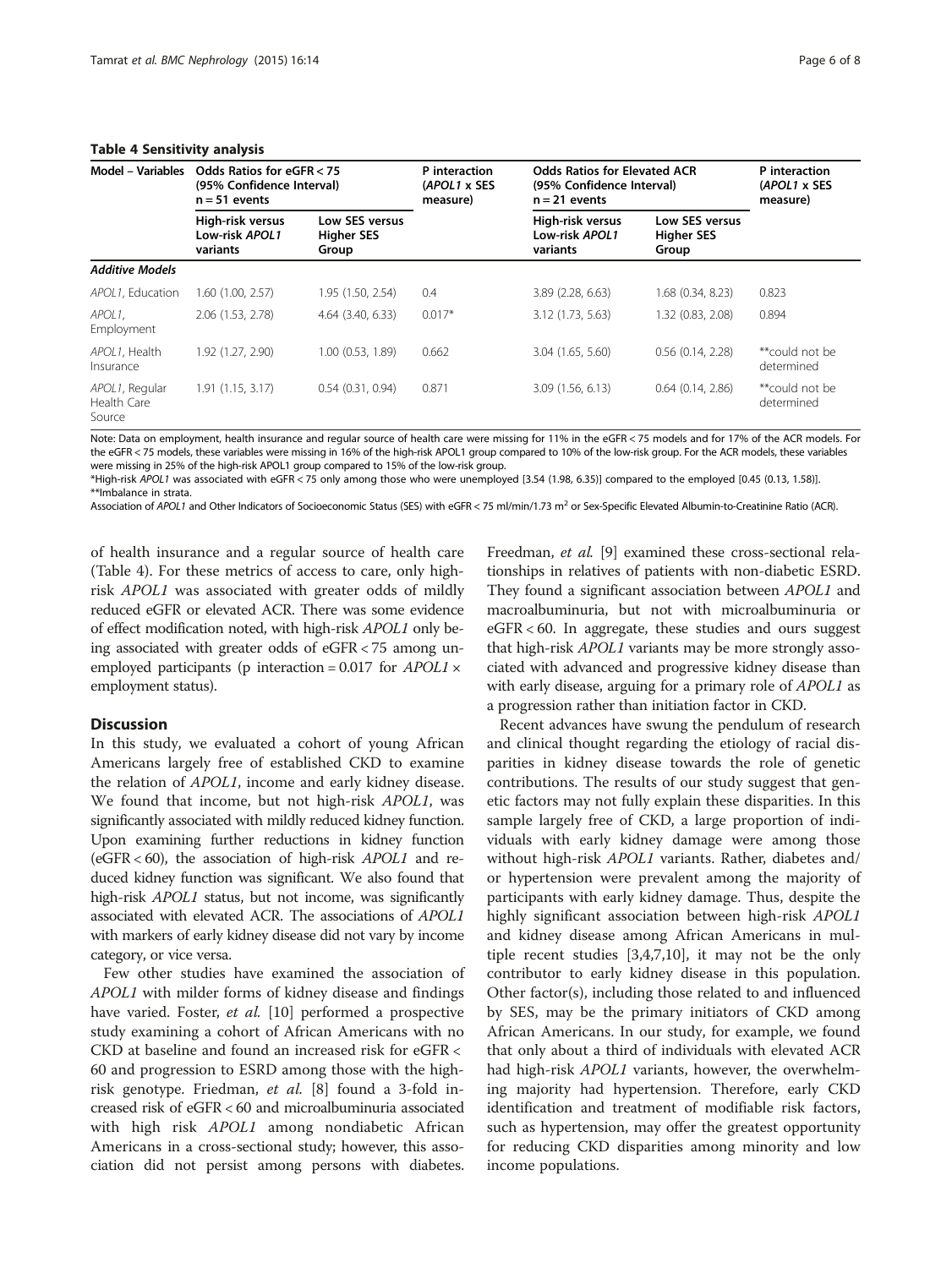**Table 4 Sensitivity analysis**

| Model – Variables | Odds Ratios for eGFR < 75 (95% Confidence Interval) n = 51 events | | P interaction (*APOL1* x SES measure) | Odds Ratios for Elevated ACR (95% Confidence Interval) n = 21 events | | P interaction (*APOL1* x SES measure) |
|---|---|---|---|---|---|---|
| | High-risk versus Low-risk *APOL1* variants | Low SES versus Higher SES Group | | High-risk versus Low-risk *APOL1* variants | Low SES versus Higher SES Group | |
| ***Additive Models*** | | | | | | |
| *APOL1*, Education | 1.60 (1.00, 2.57) | 1.95 (1.50, 2.54) | 0.4 | 3.89 (2.28, 6.63) | 1.68 (0.34, 8.23) | 0.823 |
| *APOL1*, Employment | 2.06 (1.53, 2.78) | 4.64 (3.40, 6.33) | 0.017* | 3.12 (1.73, 5.63) | 1.32 (0.83, 2.08) | 0.894 |
| *APOL1*, Health Insurance | 1.92 (1.27, 2.90) | 1.00 (0.53, 1.89) | 0.662 | 3.04 (1.65, 5.60) | 0.56 (0.14, 2.28) | **could not be determined |
| *APOL1*, Regular Health Care Source | 1.91 (1.15, 3.17) | 0.54 (0.31, 0.94) | 0.871 | 3.09 (1.56, 6.13) | 0.64 (0.14, 2.86) | **could not be determined |

Note: Data on employment, health insurance and regular source of health care were missing for 11% in the eGFR < 75 models and for 17% of the ACR models. For the eGFR < 75 models, these variables were missing in 16% of the high-risk APOL1 group compared to 10% of the low-risk group. For the ACR models, these variables were missing in 25% of the high-risk APOL1 group compared to 15% of the low-risk group.

*High-risk *APOL1* was associated with eGFR < 75 only among those who were unemployed [3.54 (1.98, 6.35)] compared to the employed [0.45 (0.13, 1.58)].

**Imbalance in strata.

Association of *APOL1* and Other Indicators of Socioeconomic Status (SES) with eGFR < 75 ml/min/1.73 m$^2$ or Sex-Specific Elevated Albumin-to-Creatinine Ratio (ACR).

of health insurance and a regular source of health care (Table 4). For these metrics of access to care, only high-risk *APOL1* was associated with greater odds of mildly reduced eGFR or elevated ACR. There was some evidence of effect modification noted, with high-risk *APOL1* only being associated with greater odds of eGFR < 75 among unemployed participants (p interaction = 0.017 for *APOL1* × employment status).

## Discussion

In this study, we evaluated a cohort of young African Americans largely free of established CKD to examine the relation of *APOL1*, income and early kidney disease. We found that income, but not high-risk *APOL1*, was significantly associated with mildly reduced kidney function. Upon examining further reductions in kidney function (eGFR < 60), the association of high-risk *APOL1* and reduced kidney function was significant. We also found that high-risk *APOL1* status, but not income, was significantly associated with elevated ACR. The associations of *APOL1* with markers of early kidney disease did not vary by income category, or vice versa.

Few other studies have examined the association of *APOL1* with milder forms of kidney disease and findings have varied. Foster, *et al.* [10] performed a prospective study examining a cohort of African Americans with no CKD at baseline and found an increased risk for eGFR < 60 and progression to ESRD among those with the high-risk genotype. Friedman, *et al.* [8] found a 3-fold increased risk of eGFR < 60 and microalbuminuria associated with high risk *APOL1* among nondiabetic African Americans in a cross-sectional study; however, this association did not persist among persons with diabetes. Freedman, *et al.* [9] examined these cross-sectional relationships in relatives of patients with non-diabetic ESRD. They found a significant association between *APOL1* and macroalbuminuria, but not with microalbuminuria or eGFR < 60. In aggregate, these studies and ours suggest that high-risk *APOL1* variants may be more strongly associated with advanced and progressive kidney disease than with early disease, arguing for a primary role of *APOL1* as a progression rather than initiation factor in CKD.

Recent advances have swung the pendulum of research and clinical thought regarding the etiology of racial disparities in kidney disease towards the role of genetic contributions. The results of our study suggest that genetic factors may not fully explain these disparities. In this sample largely free of CKD, a large proportion of individuals with early kidney damage were among those without high-risk *APOL1* variants. Rather, diabetes and/or hypertension were prevalent among the majority of participants with early kidney damage. Thus, despite the highly significant association between high-risk *APOL1* and kidney disease among African Americans in multiple recent studies [3,4,7,10], it may not be the only contributor to early kidney disease in this population. Other factor(s), including those related to and influenced by SES, may be the primary initiators of CKD among African Americans. In our study, for example, we found that only about a third of individuals with elevated ACR had high-risk *APOL1* variants, however, the overwhelming majority had hypertension. Therefore, early CKD identification and treatment of modifiable risk factors, such as hypertension, may offer the greatest opportunity for reducing CKD disparities among minority and low income populations.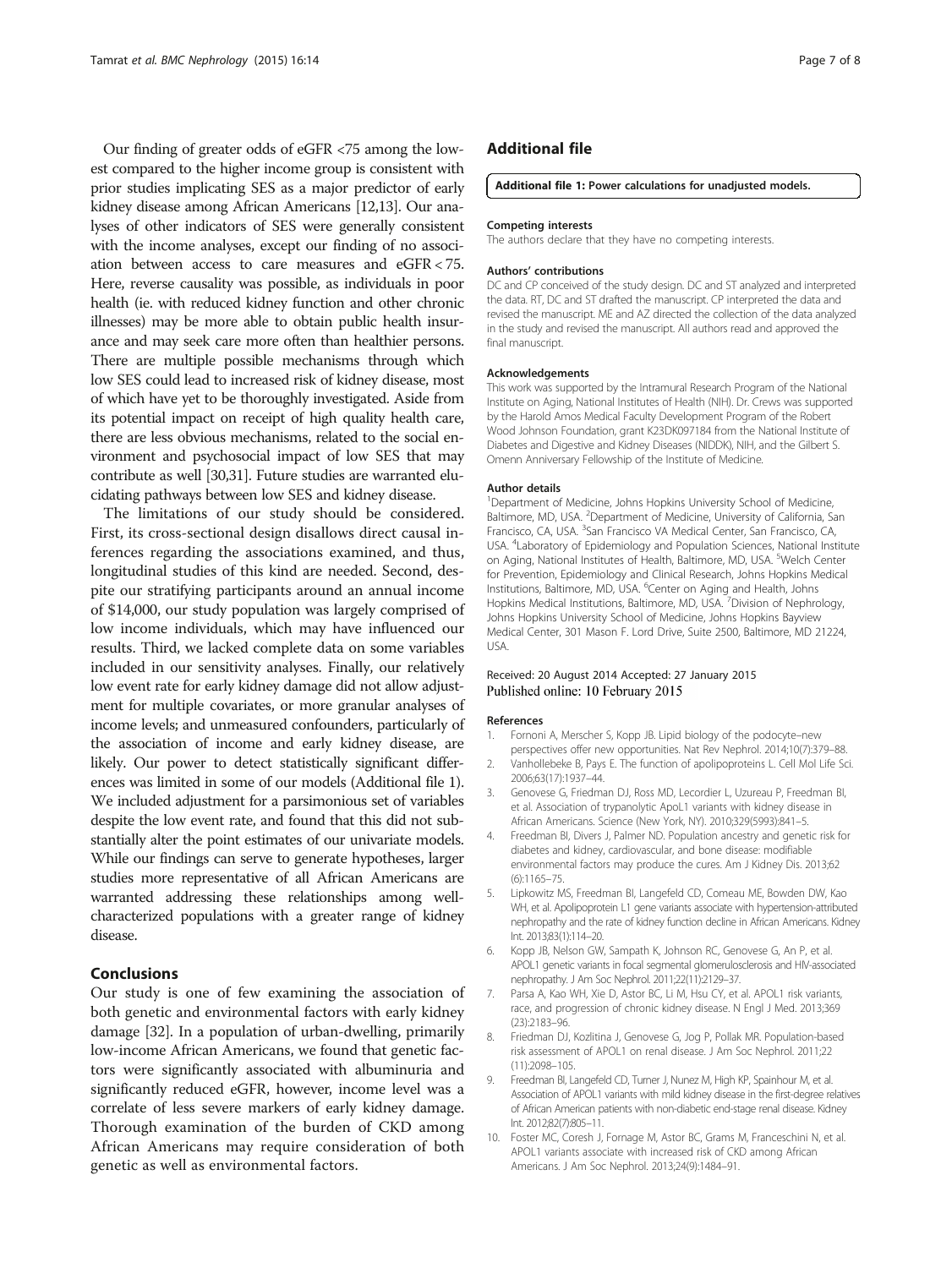Our finding of greater odds of eGFR <75 among the lowest compared to the higher income group is consistent with prior studies implicating SES as a major predictor of early kidney disease among African Americans [12,13]. Our analyses of other indicators of SES were generally consistent with the income analyses, except our finding of no association between access to care measures and eGFR < 75. Here, reverse causality was possible, as individuals in poor health (ie. with reduced kidney function and other chronic illnesses) may be more able to obtain public health insurance and may seek care more often than healthier persons. There are multiple possible mechanisms through which low SES could lead to increased risk of kidney disease, most of which have yet to be thoroughly investigated. Aside from its potential impact on receipt of high quality health care, there are less obvious mechanisms, related to the social environment and psychosocial impact of low SES that may contribute as well [30,31]. Future studies are warranted elucidating pathways between low SES and kidney disease.

The limitations of our study should be considered. First, its cross-sectional design disallows direct causal inferences regarding the associations examined, and thus, longitudinal studies of this kind are needed. Second, despite our stratifying participants around an annual income of $14,000, our study population was largely comprised of low income individuals, which may have influenced our results. Third, we lacked complete data on some variables included in our sensitivity analyses. Finally, our relatively low event rate for early kidney damage did not allow adjustment for multiple covariates, or more granular analyses of income levels; and unmeasured confounders, particularly of the association of income and early kidney disease, are likely. Our power to detect statistically significant differences was limited in some of our models (Additional file 1). We included adjustment for a parsimonious set of variables despite the low event rate, and found that this did not substantially alter the point estimates of our univariate models. While our findings can serve to generate hypotheses, larger studies more representative of all African Americans are warranted addressing these relationships among well-characterized populations with a greater range of kidney disease.

## Conclusions

Our study is one of few examining the association of both genetic and environmental factors with early kidney damage [32]. In a population of urban-dwelling, primarily low-income African Americans, we found that genetic factors were significantly associated with albuminuria and significantly reduced eGFR, however, income level was a correlate of less severe markers of early kidney damage. Thorough examination of the burden of CKD among African Americans may require consideration of both genetic as well as environmental factors.

## Additional file

**Additional file 1: Power calculations for unadjusted models.**

#### Competing interests

The authors declare that they have no competing interests.

#### Authors' contributions

DC and CP conceived of the study design. DC and ST analyzed and interpreted the data. RT, DC and ST drafted the manuscript. CP interpreted the data and revised the manuscript. ME and AZ directed the collection of the data analyzed in the study and revised the manuscript. All authors read and approved the final manuscript.

#### Acknowledgements

This work was supported by the Intramural Research Program of the National Institute on Aging, National Institutes of Health (NIH). Dr. Crews was supported by the Harold Amos Medical Faculty Development Program of the Robert Wood Johnson Foundation, grant K23DK097184 from the National Institute of Diabetes and Digestive and Kidney Diseases (NIDDK), NIH, and the Gilbert S. Omenn Anniversary Fellowship of the Institute of Medicine.

#### Author details

[1]Department of Medicine, Johns Hopkins University School of Medicine, Baltimore, MD, USA. [2]Department of Medicine, University of California, San Francisco, CA, USA. [3]San Francisco VA Medical Center, San Francisco, CA, USA. [4]Laboratory of Epidemiology and Population Sciences, National Institute on Aging, National Institutes of Health, Baltimore, MD, USA. [5]Welch Center for Prevention, Epidemiology and Clinical Research, Johns Hopkins Medical Institutions, Baltimore, MD, USA. [6]Center on Aging and Health, Johns Hopkins Medical Institutions, Baltimore, MD, USA. [7]Division of Nephrology, Johns Hopkins University School of Medicine, Johns Hopkins Bayview Medical Center, 301 Mason F. Lord Drive, Suite 2500, Baltimore, MD 21224, USA.

Received: 20 August 2014 Accepted: 27 January 2015
Published online: 10 February 2015

#### References

1. Fornoni A, Merscher S, Kopp JB. Lipid biology of the podocyte–new perspectives offer new opportunities. Nat Rev Nephrol. 2014;10(7):379–88.
2. Vanhollebeke B, Pays E. The function of apolipoproteins L. Cell Mol Life Sci. 2006;63(17):1937–44.
3. Genovese G, Friedman DJ, Ross MD, Lecordier L, Uzureau P, Freedman BI, et al. Association of trypanolytic ApoL1 variants with kidney disease in African Americans. Science (New York, NY). 2010;329(5993):841–5.
4. Freedman BI, Divers J, Palmer ND. Population ancestry and genetic risk for diabetes and kidney, cardiovascular, and bone disease: modifiable environmental factors may produce the cures. Am J Kidney Dis. 2013;62 (6):1165–75.
5. Lipkowitz MS, Freedman BI, Langefeld CD, Comeau ME, Bowden DW, Kao WH, et al. Apolipoprotein L1 gene variants associate with hypertension-attributed nephropathy and the rate of kidney function decline in African Americans. Kidney Int. 2013;83(1):114–20.
6. Kopp JB, Nelson GW, Sampath K, Johnson RC, Genovese G, An P, et al. APOL1 genetic variants in focal segmental glomerulosclerosis and HIV-associated nephropathy. J Am Soc Nephrol. 2011;22(11):2129–37.
7. Parsa A, Kao WH, Xie D, Astor BC, Li M, Hsu CY, et al. APOL1 risk variants, race, and progression of chronic kidney disease. N Engl J Med. 2013;369 (23):2183–96.
8. Friedman DJ, Kozlitina J, Genovese G, Jog P, Pollak MR. Population-based risk assessment of APOL1 on renal disease. J Am Soc Nephrol. 2011;22 (11):2098–105.
9. Freedman BI, Langefeld CD, Turner J, Nunez M, High KP, Spainhour M, et al. Association of APOL1 variants with mild kidney disease in the first-degree relatives of African American patients with non-diabetic end-stage renal disease. Kidney Int. 2012;82(7):805–11.
10. Foster MC, Coresh J, Fornage M, Astor BC, Grams M, Franceschini N, et al. APOL1 variants associate with increased risk of CKD among African Americans. J Am Soc Nephrol. 2013;24(9):1484–91.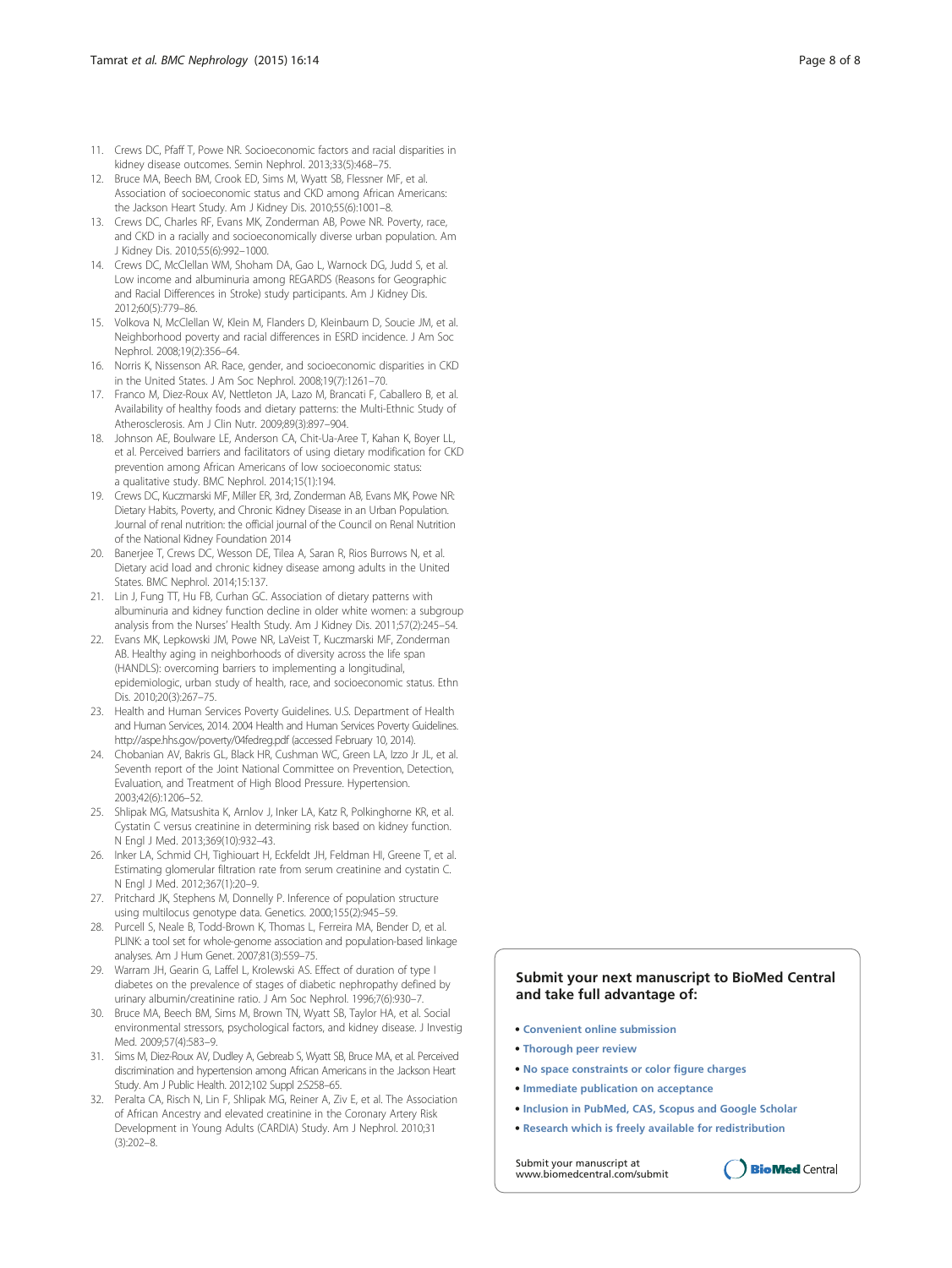11. Crews DC, Pfaff T, Powe NR. Socioeconomic factors and racial disparities in kidney disease outcomes. Semin Nephrol. 2013;33(5):468–75.
12. Bruce MA, Beech BM, Crook ED, Sims M, Wyatt SB, Flessner MF, et al. Association of socioeconomic status and CKD among African Americans: the Jackson Heart Study. Am J Kidney Dis. 2010;55(6):1001–8.
13. Crews DC, Charles RF, Evans MK, Zonderman AB, Powe NR. Poverty, race, and CKD in a racially and socioeconomically diverse urban population. Am J Kidney Dis. 2010;55(6):992–1000.
14. Crews DC, McClellan WM, Shoham DA, Gao L, Warnock DG, Judd S, et al. Low income and albuminuria among REGARDS (Reasons for Geographic and Racial Differences in Stroke) study participants. Am J Kidney Dis. 2012;60(5):779–86.
15. Volkova N, McClellan W, Klein M, Flanders D, Kleinbaum D, Soucie JM, et al. Neighborhood poverty and racial differences in ESRD incidence. J Am Soc Nephrol. 2008;19(2):356–64.
16. Norris K, Nissenson AR. Race, gender, and socioeconomic disparities in CKD in the United States. J Am Soc Nephrol. 2008;19(7):1261–70.
17. Franco M, Diez-Roux AV, Nettleton JA, Lazo M, Brancati F, Caballero B, et al. Availability of healthy foods and dietary patterns: the Multi-Ethnic Study of Atherosclerosis. Am J Clin Nutr. 2009;89(3):897–904.
18. Johnson AE, Boulware LE, Anderson CA, Chit-Ua-Aree T, Kahan K, Boyer LL, et al. Perceived barriers and facilitators of using dietary modification for CKD prevention among African Americans of low socioeconomic status: a qualitative study. BMC Nephrol. 2014;15(1):194.
19. Crews DC, Kuczmarski MF, Miller ER, 3rd, Zonderman AB, Evans MK, Powe NR: Dietary Habits, Poverty, and Chronic Kidney Disease in an Urban Population. Journal of renal nutrition: the official journal of the Council on Renal Nutrition of the National Kidney Foundation 2014
20. Banerjee T, Crews DC, Wesson DE, Tilea A, Saran R, Rios Burrows N, et al. Dietary acid load and chronic kidney disease among adults in the United States. BMC Nephrol. 2014;15:137.
21. Lin J, Fung TT, Hu FB, Curhan GC. Association of dietary patterns with albuminuria and kidney function decline in older white women: a subgroup analysis from the Nurses' Health Study. Am J Kidney Dis. 2011;57(2):245–54.
22. Evans MK, Lepkowski JM, Powe NR, LaVeist T, Kuczmarski MF, Zonderman AB. Healthy aging in neighborhoods of diversity across the life span (HANDLS): overcoming barriers to implementing a longitudinal, epidemiologic, urban study of health, race, and socioeconomic status. Ethn Dis. 2010;20(3):267–75.
23. Health and Human Services Poverty Guidelines. U.S. Department of Health and Human Services, 2014. 2004 Health and Human Services Poverty Guidelines. http://aspe.hhs.gov/poverty/04fedreg.pdf (accessed February 10, 2014).
24. Chobanian AV, Bakris GL, Black HR, Cushman WC, Green LA, Izzo Jr JL, et al. Seventh report of the Joint National Committee on Prevention, Detection, Evaluation, and Treatment of High Blood Pressure. Hypertension. 2003;42(6):1206–52.
25. Shlipak MG, Matsushita K, Arnlov J, Inker LA, Katz R, Polkinghorne KR, et al. Cystatin C versus creatinine in determining risk based on kidney function. N Engl J Med. 2013;369(10):932–43.
26. Inker LA, Schmid CH, Tighiouart H, Eckfeldt JH, Feldman HI, Greene T, et al. Estimating glomerular filtration rate from serum creatinine and cystatin C. N Engl J Med. 2012;367(1):20–9.
27. Pritchard JK, Stephens M, Donnelly P. Inference of population structure using multilocus genotype data. Genetics. 2000;155(2):945–59.
28. Purcell S, Neale B, Todd-Brown K, Thomas L, Ferreira MA, Bender D, et al. PLINK: a tool set for whole-genome association and population-based linkage analyses. Am J Hum Genet. 2007;81(3):559–75.
29. Warram JH, Gearin G, Laffel L, Krolewski AS. Effect of duration of type I diabetes on the prevalence of stages of diabetic nephropathy defined by urinary albumin/creatinine ratio. J Am Soc Nephrol. 1996;7(6):930–7.
30. Bruce MA, Beech BM, Sims M, Brown TN, Wyatt SB, Taylor HA, et al. Social environmental stressors, psychological factors, and kidney disease. J Investig Med. 2009;57(4):583–9.
31. Sims M, Diez-Roux AV, Dudley A, Gebreab S, Wyatt SB, Bruce MA, et al. Perceived discrimination and hypertension among African Americans in the Jackson Heart Study. Am J Public Health. 2012;102 Suppl 2:S258–65.
32. Peralta CA, Risch N, Lin F, Shlipak MG, Reiner A, Ziv E, et al. The Association of African Ancestry and elevated creatinine in the Coronary Artery Risk Development in Young Adults (CARDIA) Study. Am J Nephrol. 2010;31(3):202–8.

**Submit your next manuscript to BioMed Central and take full advantage of:**

- **Convenient online submission**
- **Thorough peer review**
- **No space constraints or color figure charges**
- **Immediate publication on acceptance**
- **Inclusion in PubMed, CAS, Scopus and Google Scholar**
- **Research which is freely available for redistribution**

Submit your manuscript at
www.biomedcentral.com/submit

BioMed Central